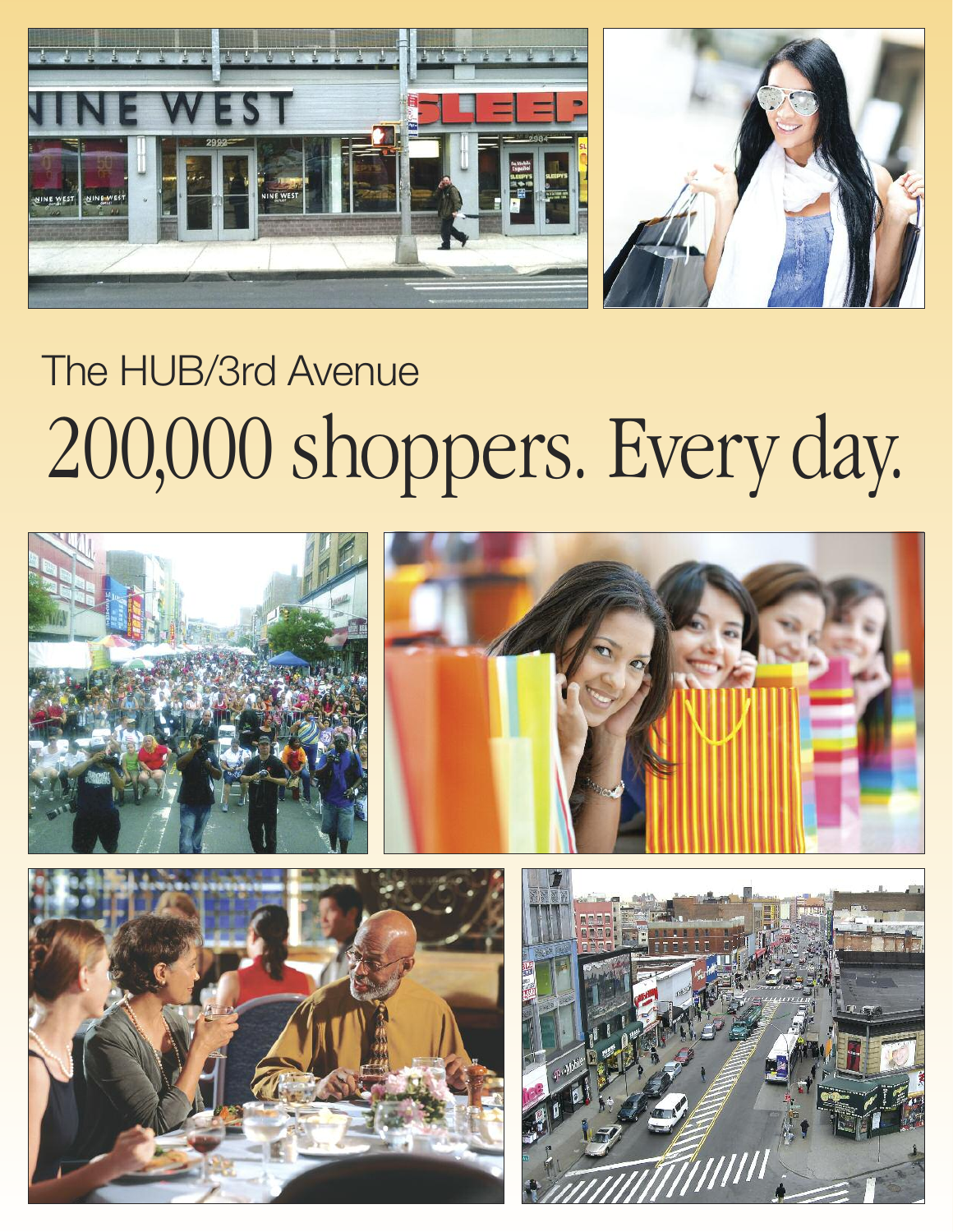The HUB/3rd Avenue

# 200,000 shoppers. Every day.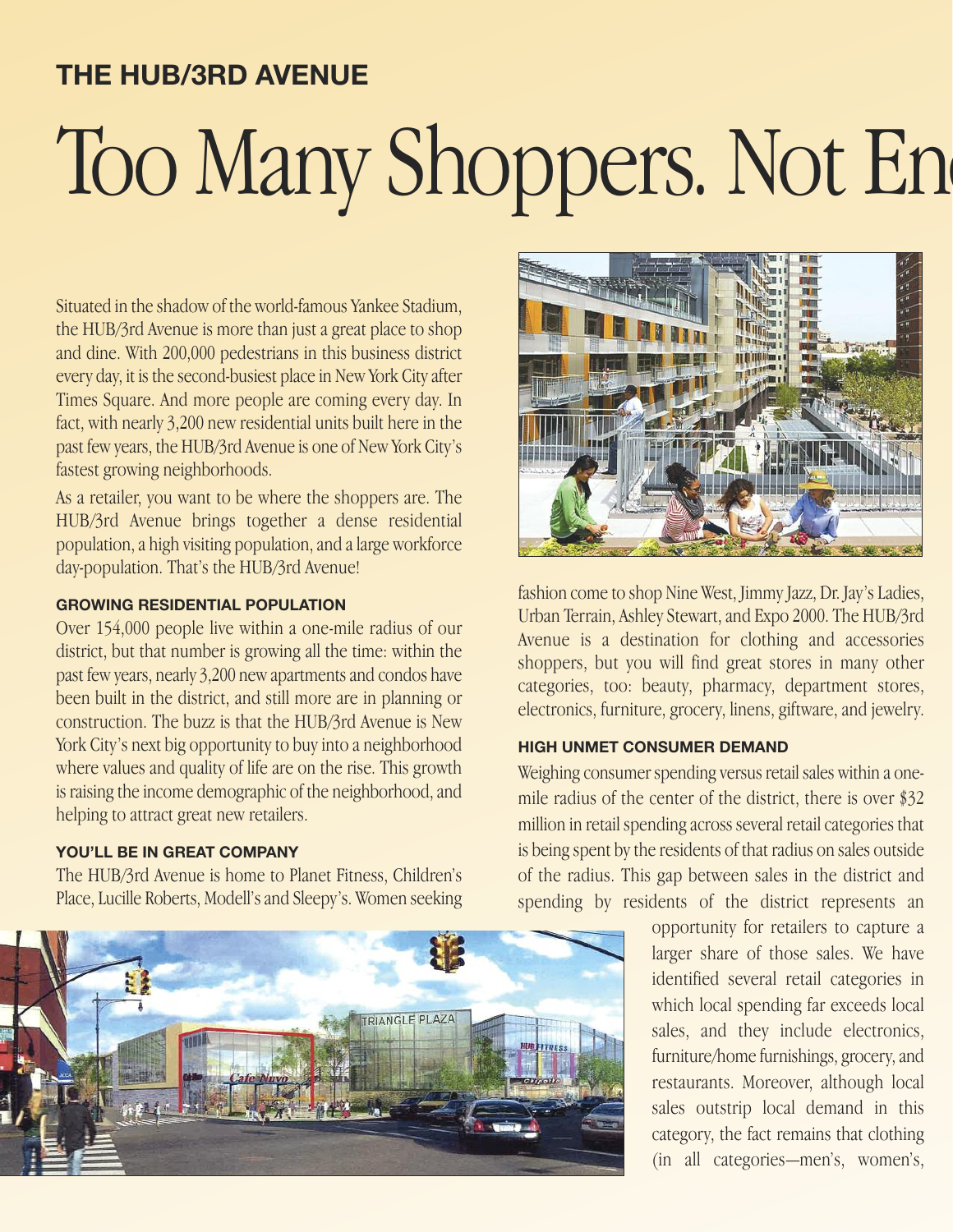## THE HUB/3RD AVENUE

# Too Many Shoppers. Not En

Situated in the shadow of the world-famous Yankee Stadium, the HUB/3rd Avenue is more than just a great place to shop and dine. With 200,000 pedestrians in this business district every day, it is the second-busiest place in New York City after Times Square. And more people are coming every day. In fact, with nearly 3,200 new residential units built here in the past few years, the HUB/3rd Avenue is one of New York City's fastest growing neighborhoods.

As a retailer, you want to be where the shoppers are. The HUB/3rd Avenue brings together a dense residential population, a high visiting population, and a large workforce day-population. That's the HUB/3rd Avenue!

### GROWING RESIDENTIAL POPULATION

Over 154,000 people live within a one-mile radius of our district, but that number is growing all the time: within the past few years, nearly 3,200 new apartments and condos have been built in the district, and still more are in planning or construction. The buzz is that the HUB/3rd Avenue is New York City's next big opportunity to buy into a neighborhood where values and quality of life are on the rise. This growth is raising the income demographic of the neighborhood, and helping to attract great new retailers.

### YOU'LL BE IN GREAT COMPANY

The HUB/3rd Avenue is home to Planet Fitness, Children's Place, Lucille Roberts, Modell's and Sleepy's. Women seeking fashion come to shop Nine West, Jimmy Jazz, Dr. Jay's Ladies, Urban Terrain, Ashley Stewart, and Expo 2000. The HUB/3rd Avenue is a destination for clothing and accessories shoppers, but you will find great stores in many other categories, too: beauty, pharmacy, department stores, electronics, furniture, grocery, linens, giftware, and jewelry.

### HIGH UNMET CONSUMER DEMAND

Weighing consumer spending versus retail sales within a one-mile radius of the center of the district, there is over $32 million in retail spending across several retail categories that is being spent by the residents of that radius on sales outside of the radius. This gap between sales in the district and spending by residents of the district represents an opportunity for retailers to capture a larger share of those sales. We have identified several retail categories in which local spending far exceeds local sales, and they include electronics, furniture/home furnishings, grocery, and restaurants. Moreover, although local sales outstrip local demand in this category, the fact remains that clothing (in all categories—men's, women's,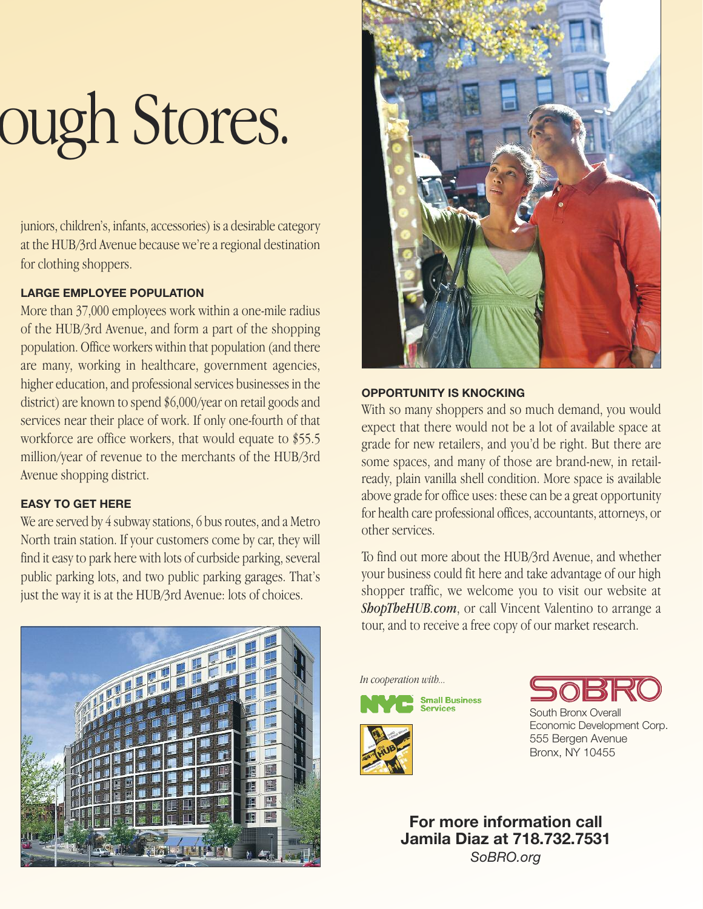# ough Stores.

juniors, children's, infants, accessories) is a desirable category at the HUB/3rd Avenue because we're a regional destination for clothing shoppers.

**LARGE EMPLOYEE POPULATION**

More than 37,000 employees work within a one-mile radius of the HUB/3rd Avenue, and form a part of the shopping population. Office workers within that population (and there are many, working in healthcare, government agencies, higher education, and professional services businesses in the district) are known to spend $6,000/year on retail goods and services near their place of work. If only one-fourth of that workforce are office workers, that would equate to $55.5 million/year of revenue to the merchants of the HUB/3rd Avenue shopping district.

**EASY TO GET HERE**

We are served by 4 subway stations, 6 bus routes, and a Metro North train station. If your customers come by car, they will find it easy to park here with lots of curbside parking, several public parking lots, and two public parking garages. That's just the way it is at the HUB/3rd Avenue: lots of choices.

**OPPORTUNITY IS KNOCKING**

With so many shoppers and so much demand, you would expect that there would not be a lot of available space at grade for new retailers, and you'd be right. But there are some spaces, and many of those are brand-new, in retail-ready, plain vanilla shell condition. More space is available above grade for office uses: these can be a great opportunity for health care professional offices, accountants, attorneys, or other services.

To find out more about the HUB/3rd Avenue, and whether your business could fit here and take advantage of our high shopper traffic, we welcome you to visit our website at ***ShopTheHUB.com***, or call Vincent Valentino to arrange a tour, and to receive a free copy of our market research.

*In cooperation with...*

NYC Small Business Services

SoBRO

South Bronx Overall Economic Development Corp.
555 Bergen Avenue
Bronx, NY 10455

**For more information call Jamila Diaz at 718.732.7531**

*SoBRO.org*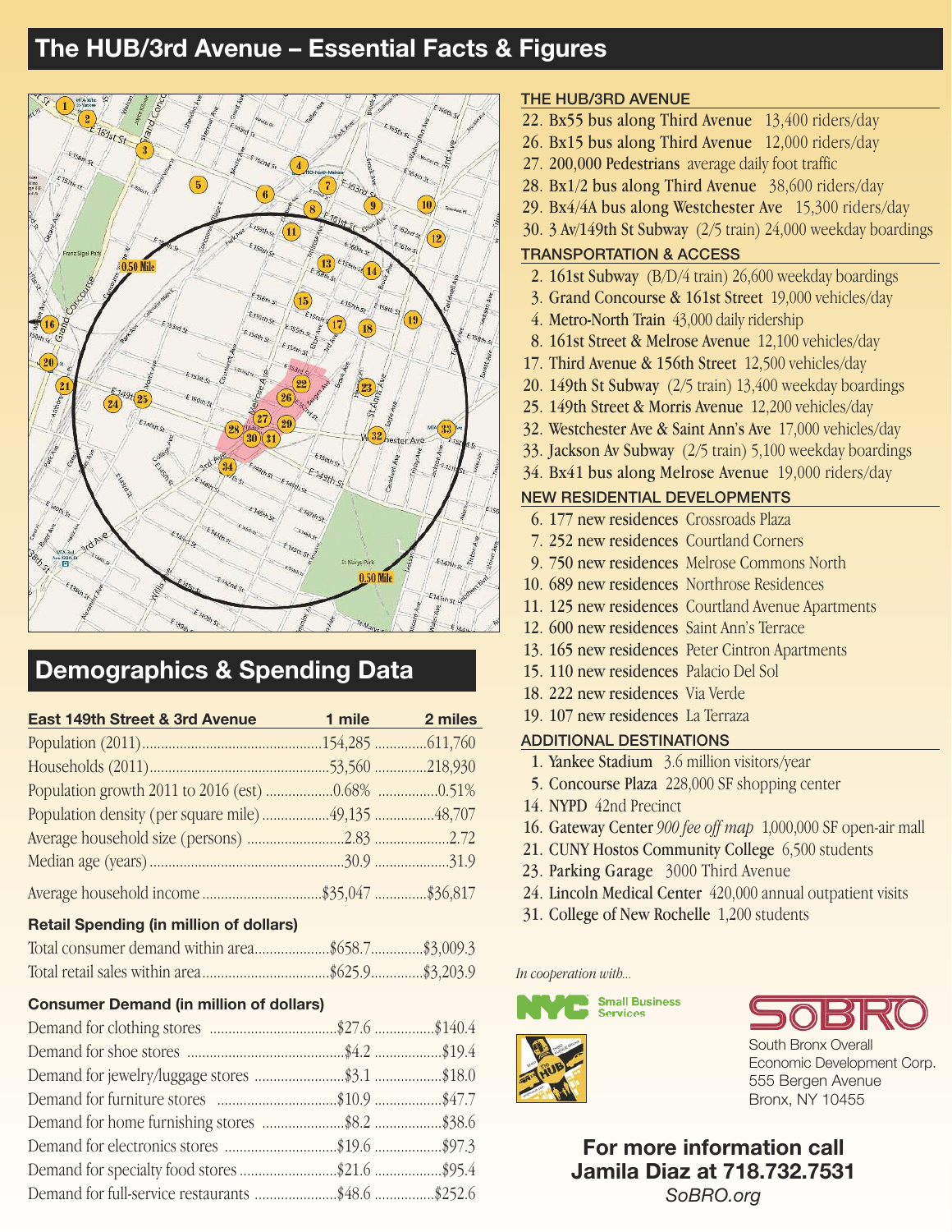# The HUB/3rd Avenue – Essential Facts & Figures

## Demographics & Spending Data

| East 149th Street & 3rd Avenue | 1 mile | 2 miles |
| --- | --- | --- |
| Population (2011) | 154,285 | 611,760 |
| Households (2011) | 53,560 | 218,930 |
| Population growth 2011 to 2016 (est) | 0.68% | 0.51% |
| Population density (per square mile) | 49,135 | 48,707 |
| Average household size (persons) | 2.83 | 2.72 |
| Median age (years) | 30.9 | 31.9 |
| Average household income | $35,047 | $36,817 |

### Retail Spending (in million of dollars)

| | | |
| --- | --- | --- |
| Total consumer demand within area | $658.7 | $3,009.3 |
| Total retail sales within area | $625.9 | $3,203.9 |

### Consumer Demand (in million of dollars)

| | | |
| --- | --- | --- |
| Demand for clothing stores | $27.6 | $140.4 |
| Demand for shoe stores | $4.2 | $19.4 |
| Demand for jewelry/luggage stores | $3.1 | $18.0 |
| Demand for furniture stores | $10.9 | $47.7 |
| Demand for home furnishing stores | $8.2 | $38.6 |
| Demand for electronics stores | $19.6 | $97.3 |
| Demand for specialty food stores | $21.6 | $95.4 |
| Demand for full-service restaurants | $48.6 | $252.6 |

### THE HUB/3RD AVENUE

22. **Bx55 bus along Third Avenue** 13,400 riders/day
26. **Bx15 bus along Third Avenue** 12,000 riders/day
27. **200,000 Pedestrians** average daily foot traffic
28. **Bx1/2 bus along Third Avenue** 38,600 riders/day
29. **Bx4/4A bus along Westchester Ave** 15,300 riders/day
30. **3 Av/149th St Subway** (2/5 train) 24,000 weekday boardings

### TRANSPORTATION & ACCESS

2. **161st Subway** (B/D/4 train) 26,600 weekday boardings
3. **Grand Concourse & 161st Street** 19,000 vehicles/day
4. **Metro-North Train** 43,000 daily ridership
8. **161st Street & Melrose Avenue** 12,100 vehicles/day
17. **Third Avenue & 156th Street** 12,500 vehicles/day
20. **149th St Subway** (2/5 train) 13,400 weekday boardings
25. **149th Street & Morris Avenue** 12,200 vehicles/day
32. **Westchester Ave & Saint Ann's Ave** 17,000 vehicles/day
33. **Jackson Av Subway** (2/5 train) 5,100 weekday boardings
34. **Bx41 bus along Melrose Avenue** 19,000 riders/day

### NEW RESIDENTIAL DEVELOPMENTS

6. **177 new residences** Crossroads Plaza
7. **252 new residences** Courtland Corners
9. **750 new residences** Melrose Commons North
10. **689 new residences** Northrose Residences
11. **125 new residences** Courtland Avenue Apartments
12. **600 new residences** Saint Ann's Terrace
13. **165 new residences** Peter Cintron Apartments
15. **110 new residences** Palacio Del Sol
18. **222 new residences** Via Verde
19. **107 new residences** La Terraza

### ADDITIONAL DESTINATIONS

1. **Yankee Stadium** 3.6 million visitors/year
5. **Concourse Plaza** 228,000 SF shopping center
14. **NYPD** 42nd Precinct
16. **Gateway Center** *900 feet off map* 1,000,000 SF open-air mall
21. **CUNY Hostos Community College** 6,500 students
23. **Parking Garage** 3000 Third Avenue
24. **Lincoln Medical Center** 420,000 annual outpatient visits
31. **College of New Rochelle** 1,200 students

*In cooperation with...*

NYC Small Business Services

SoBRO
South Bronx Overall Economic Development Corp.
555 Bergen Avenue
Bronx, NY 10455

**For more information call Jamila Diaz at 718.732.7531**
*SoBRO.org*